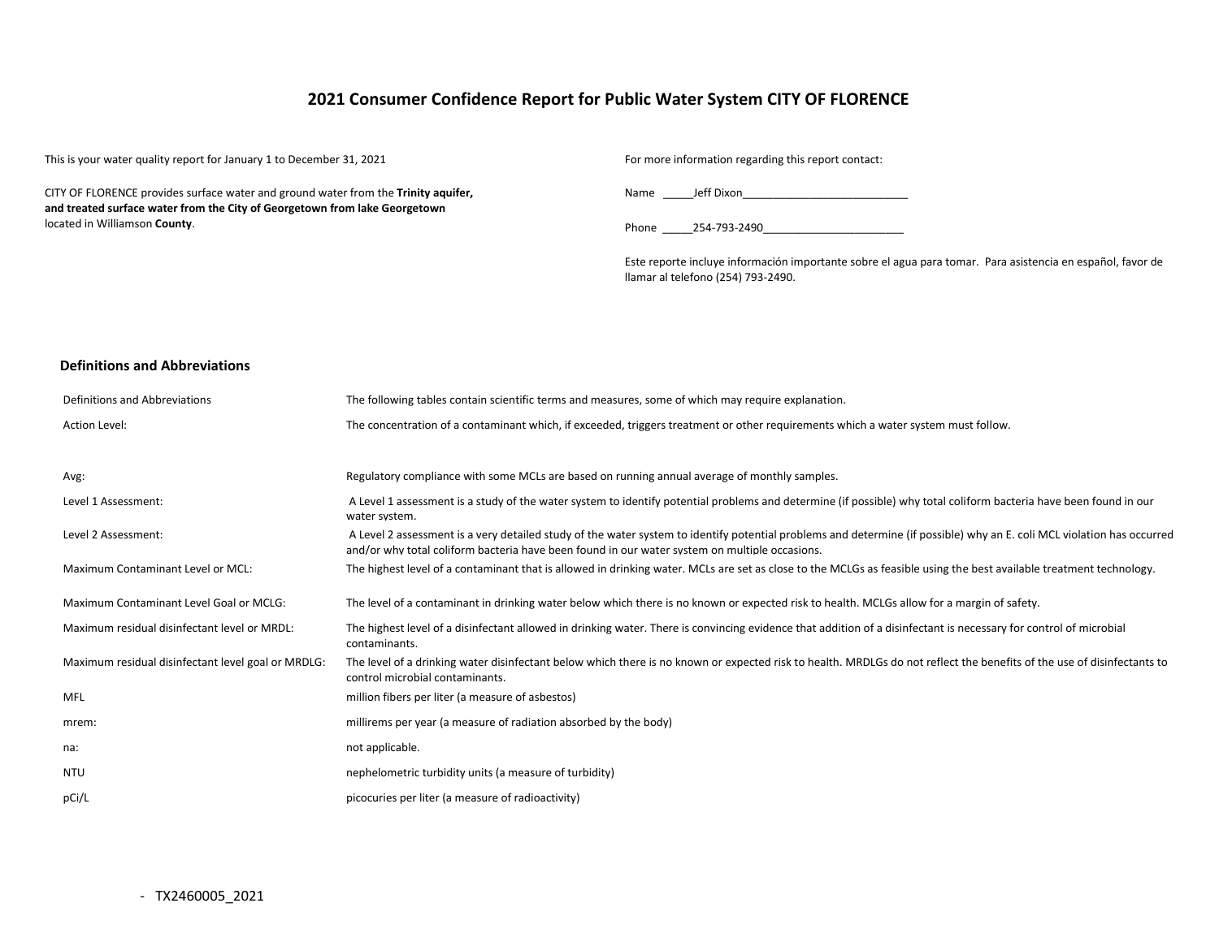# 2021 Consumer Confidence Report for Public Water System CITY OF FLORENCE

This is your water quality report for January 1 to December 31, 2021

CITY OF FLORENCE provides surface water and ground water from the **Trinity aquifer, and treated surface water from the City of Georgetown from lake Georgetown** located in Williamson **County**.

For more information regarding this report contact:

Name _____Jeff Dixon___________________________

Phone _____254-793-2490_______________________

Este reporte incluye información importante sobre el agua para tomar. Para asistencia en español, favor de llamar al telefono (254) 793-2490.

## Definitions and Abbreviations

| Definitions and Abbreviations | The following tables contain scientific terms and measures, some of which may require explanation. |
|---|---|
| Action Level: | The concentration of a contaminant which, if exceeded, triggers treatment or other requirements which a water system must follow. |
| Avg: | Regulatory compliance with some MCLs are based on running annual average of monthly samples. |
| Level 1 Assessment: | A Level 1 assessment is a study of the water system to identify potential problems and determine (if possible) why total coliform bacteria have been found in our water system. |
| Level 2 Assessment: | A Level 2 assessment is a very detailed study of the water system to identify potential problems and determine (if possible) why an E. coli MCL violation has occurred and/or why total coliform bacteria have been found in our water system on multiple occasions. |
| Maximum Contaminant Level or MCL: | The highest level of a contaminant that is allowed in drinking water. MCLs are set as close to the MCLGs as feasible using the best available treatment technology. |
| Maximum Contaminant Level Goal or MCLG: | The level of a contaminant in drinking water below which there is no known or expected risk to health. MCLGs allow for a margin of safety. |
| Maximum residual disinfectant level or MRDL: | The highest level of a disinfectant allowed in drinking water. There is convincing evidence that addition of a disinfectant is necessary for control of microbial contaminants. |
| Maximum residual disinfectant level goal or MRDLG: | The level of a drinking water disinfectant below which there is no known or expected risk to health. MRDLGs do not reflect the benefits of the use of disinfectants to control microbial contaminants. |
| MFL | million fibers per liter (a measure of asbestos) |
| mrem: | millirems per year (a measure of radiation absorbed by the body) |
| na: | not applicable. |
| NTU | nephelometric turbidity units (a measure of turbidity) |
| pCi/L | picocuries per liter (a measure of radioactivity) |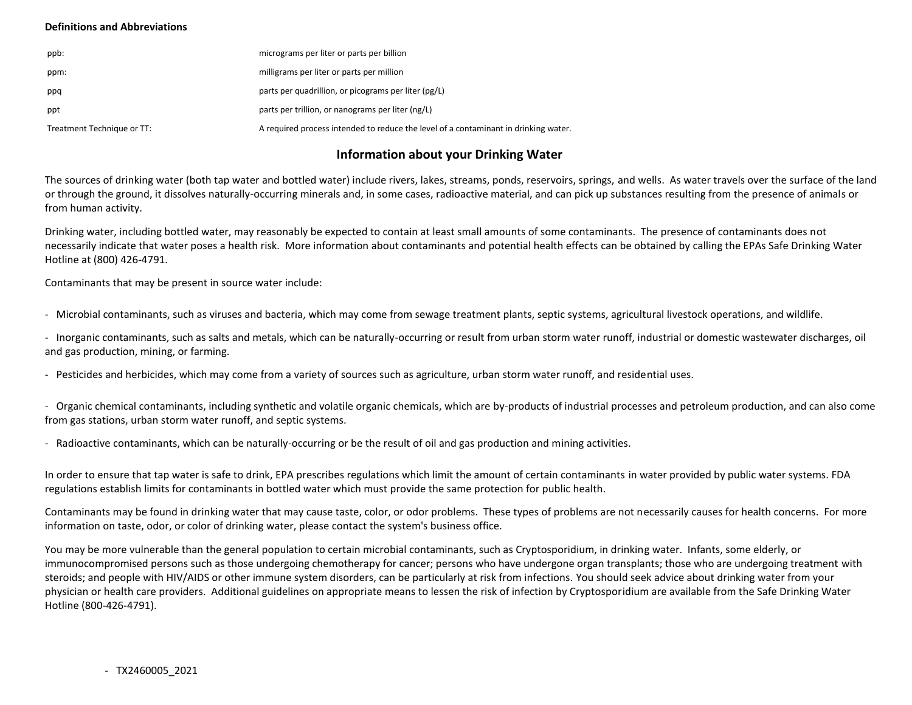**Definitions and Abbreviations**

| | |
|---|---|
| ppb: | micrograms per liter or parts per billion |
| ppm: | milligrams per liter or parts per million |
| ppq | parts per quadrillion, or picograms per liter (pg/L) |
| ppt | parts per trillion, or nanograms per liter (ng/L) |
| Treatment Technique or TT: | A required process intended to reduce the level of a contaminant in drinking water. |

## Information about your Drinking Water

The sources of drinking water (both tap water and bottled water) include rivers, lakes, streams, ponds, reservoirs, springs, and wells. As water travels over the surface of the land or through the ground, it dissolves naturally-occurring minerals and, in some cases, radioactive material, and can pick up substances resulting from the presence of animals or from human activity.

Drinking water, including bottled water, may reasonably be expected to contain at least small amounts of some contaminants. The presence of contaminants does not necessarily indicate that water poses a health risk. More information about contaminants and potential health effects can be obtained by calling the EPAs Safe Drinking Water Hotline at (800) 426-4791.

Contaminants that may be present in source water include:

- Microbial contaminants, such as viruses and bacteria, which may come from sewage treatment plants, septic systems, agricultural livestock operations, and wildlife.
- Inorganic contaminants, such as salts and metals, which can be naturally-occurring or result from urban storm water runoff, industrial or domestic wastewater discharges, oil and gas production, mining, or farming.
- Pesticides and herbicides, which may come from a variety of sources such as agriculture, urban storm water runoff, and residential uses.
- Organic chemical contaminants, including synthetic and volatile organic chemicals, which are by-products of industrial processes and petroleum production, and can also come from gas stations, urban storm water runoff, and septic systems.
- Radioactive contaminants, which can be naturally-occurring or be the result of oil and gas production and mining activities.

In order to ensure that tap water is safe to drink, EPA prescribes regulations which limit the amount of certain contaminants in water provided by public water systems. FDA regulations establish limits for contaminants in bottled water which must provide the same protection for public health.

Contaminants may be found in drinking water that may cause taste, color, or odor problems. These types of problems are not necessarily causes for health concerns. For more information on taste, odor, or color of drinking water, please contact the system's business office.

You may be more vulnerable than the general population to certain microbial contaminants, such as Cryptosporidium, in drinking water. Infants, some elderly, or immunocompromised persons such as those undergoing chemotherapy for cancer; persons who have undergone organ transplants; those who are undergoing treatment with steroids; and people with HIV/AIDS or other immune system disorders, can be particularly at risk from infections. You should seek advice about drinking water from your physician or health care providers. Additional guidelines on appropriate means to lessen the risk of infection by Cryptosporidium are available from the Safe Drinking Water Hotline (800-426-4791).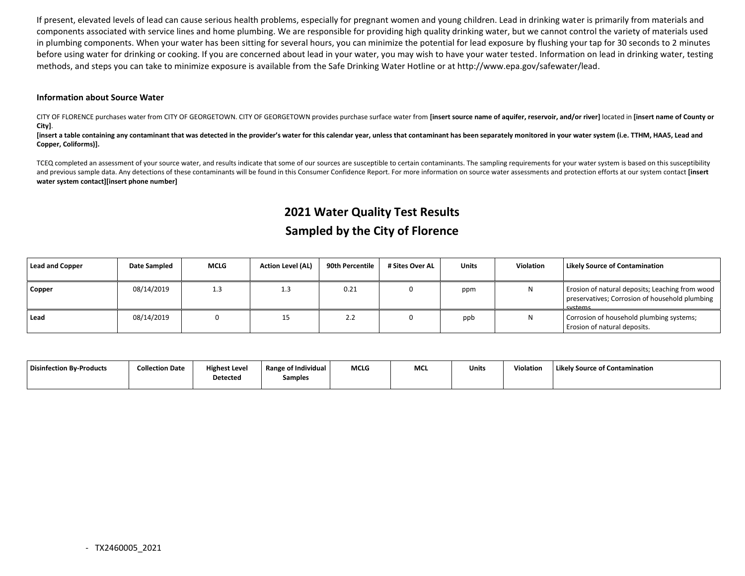If present, elevated levels of lead can cause serious health problems, especially for pregnant women and young children. Lead in drinking water is primarily from materials and components associated with service lines and home plumbing. We are responsible for providing high quality drinking water, but we cannot control the variety of materials used in plumbing components. When your water has been sitting for several hours, you can minimize the potential for lead exposure by flushing your tap for 30 seconds to 2 minutes before using water for drinking or cooking. If you are concerned about lead in your water, you may wish to have your water tested. Information on lead in drinking water, testing methods, and steps you can take to minimize exposure is available from the Safe Drinking Water Hotline or at http://www.epa.gov/safewater/lead.

### Information about Source Water

CITY OF FLORENCE purchases water from CITY OF GEORGETOWN. CITY OF GEORGETOWN provides purchase surface water from **[insert source name of aquifer, reservoir, and/or river]** located in **[insert name of County or City]**.

**[insert a table containing any contaminant that was detected in the provider's water for this calendar year, unless that contaminant has been separately monitored in your water system (i.e. TTHM, HAA5, Lead and Copper, Coliforms)].**

TCEQ completed an assessment of your source water, and results indicate that some of our sources are susceptible to certain contaminants. The sampling requirements for your water system is based on this susceptibility and previous sample data. Any detections of these contaminants will be found in this Consumer Confidence Report. For more information on source water assessments and protection efforts at our system contact **[insert water system contact][insert phone number]**

## 2021 Water Quality Test Results
## Sampled by the City of Florence

| Lead and Copper | Date Sampled | MCLG | Action Level (AL) | 90th Percentile | # Sites Over AL | Units | Violation | Likely Source of Contamination |
|---|---|---|---|---|---|---|---|---|
| Copper | 08/14/2019 | 1.3 | 1.3 | 0.21 | 0 | ppm | N | Erosion of natural deposits; Leaching from wood preservatives; Corrosion of household plumbing systems. |
| Lead | 08/14/2019 | 0 | 15 | 2.2 | 0 | ppb | N | Corrosion of household plumbing systems; Erosion of natural deposits. |

| Disinfection By-Products | Collection Date | Highest Level Detected | Range of Individual Samples | MCLG | MCL | Units | Violation | Likely Source of Contamination |
|---|---|---|---|---|---|---|---|---|

- TX2460005_2021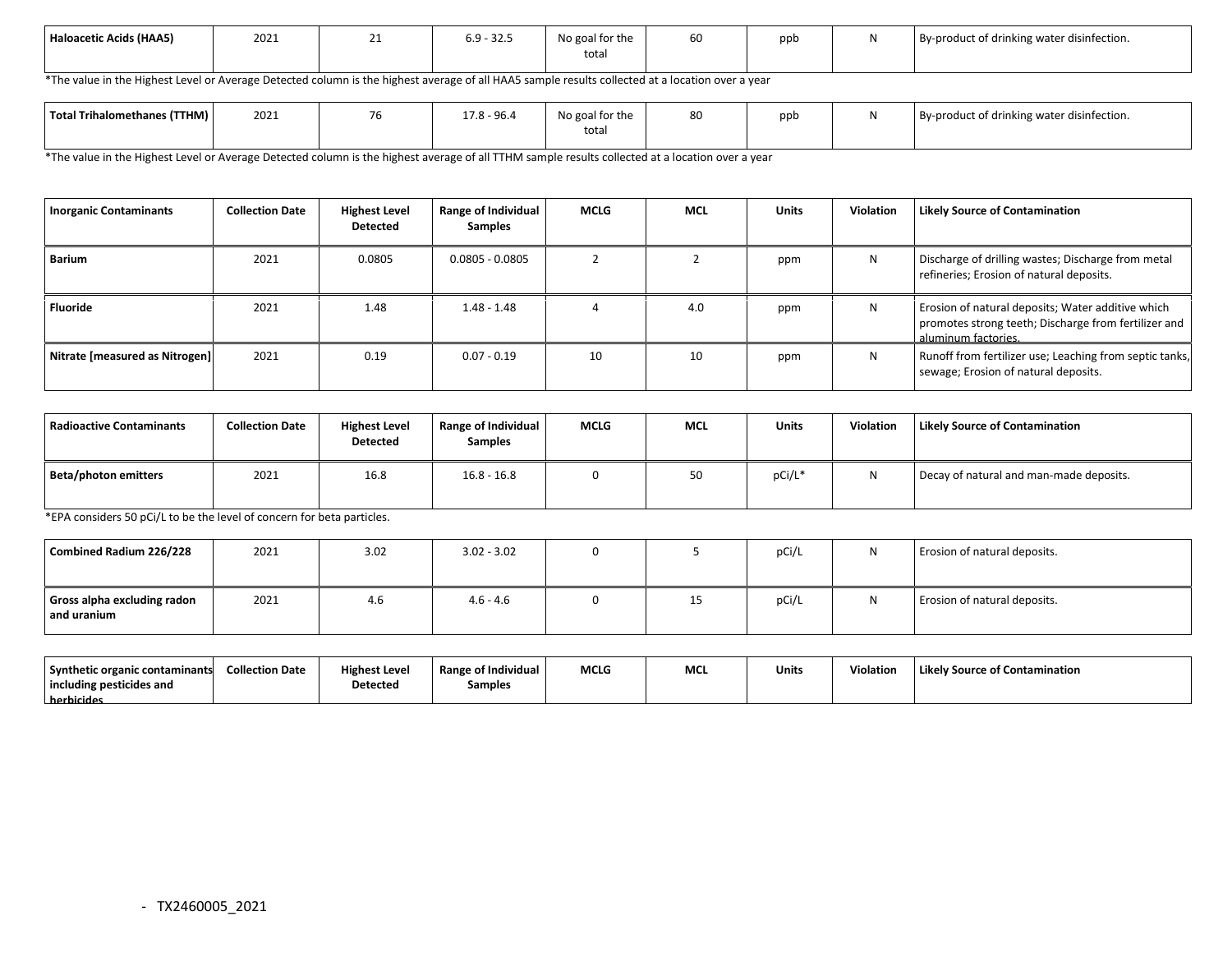| Haloacetic Acids (HAA5) | 2021 | 21 | 6.9 - 32.5 | No goal for the total | 60 | ppb | N | By-product of drinking water disinfection. |
|---|---|---|---|---|---|---|---|---|

*The value in the Highest Level or Average Detected column is the highest average of all HAA5 sample results collected at a location over a year

| Total Trihalomethanes (TTHM) | 2021 | 76 | 17.8 - 96.4 | No goal for the total | 80 | ppb | N | By-product of drinking water disinfection. |
|---|---|---|---|---|---|---|---|---|

*The value in the Highest Level or Average Detected column is the highest average of all TTHM sample results collected at a location over a year

| Inorganic Contaminants | Collection Date | Highest Level Detected | Range of Individual Samples | MCLG | MCL | Units | Violation | Likely Source of Contamination |
|---|---|---|---|---|---|---|---|---|
| Barium | 2021 | 0.0805 | 0.0805 - 0.0805 | 2 | 2 | ppm | N | Discharge of drilling wastes; Discharge from metal refineries; Erosion of natural deposits. |
| Fluoride | 2021 | 1.48 | 1.48 - 1.48 | 4 | 4.0 | ppm | N | Erosion of natural deposits; Water additive which promotes strong teeth; Discharge from fertilizer and aluminum factories. |
| Nitrate [measured as Nitrogen] | 2021 | 0.19 | 0.07 - 0.19 | 10 | 10 | ppm | N | Runoff from fertilizer use; Leaching from septic tanks, sewage; Erosion of natural deposits. |

| Radioactive Contaminants | Collection Date | Highest Level Detected | Range of Individual Samples | MCLG | MCL | Units | Violation | Likely Source of Contamination |
|---|---|---|---|---|---|---|---|---|
| Beta/photon emitters | 2021 | 16.8 | 16.8 - 16.8 | 0 | 50 | pCi/L* | N | Decay of natural and man-made deposits. |

*EPA considers 50 pCi/L to be the level of concern for beta particles.

| Combined Radium 226/228 | 2021 | 3.02 | 3.02 - 3.02 | 0 | 5 | pCi/L | N | Erosion of natural deposits. |
|---|---|---|---|---|---|---|---|---|
| Gross alpha excluding radon and uranium | 2021 | 4.6 | 4.6 - 4.6 | 0 | 15 | pCi/L | N | Erosion of natural deposits. |

| Synthetic organic contaminants including pesticides and herbicides | Collection Date | Highest Level Detected | Range of Individual Samples | MCLG | MCL | Units | Violation | Likely Source of Contamination |
|---|---|---|---|---|---|---|---|---|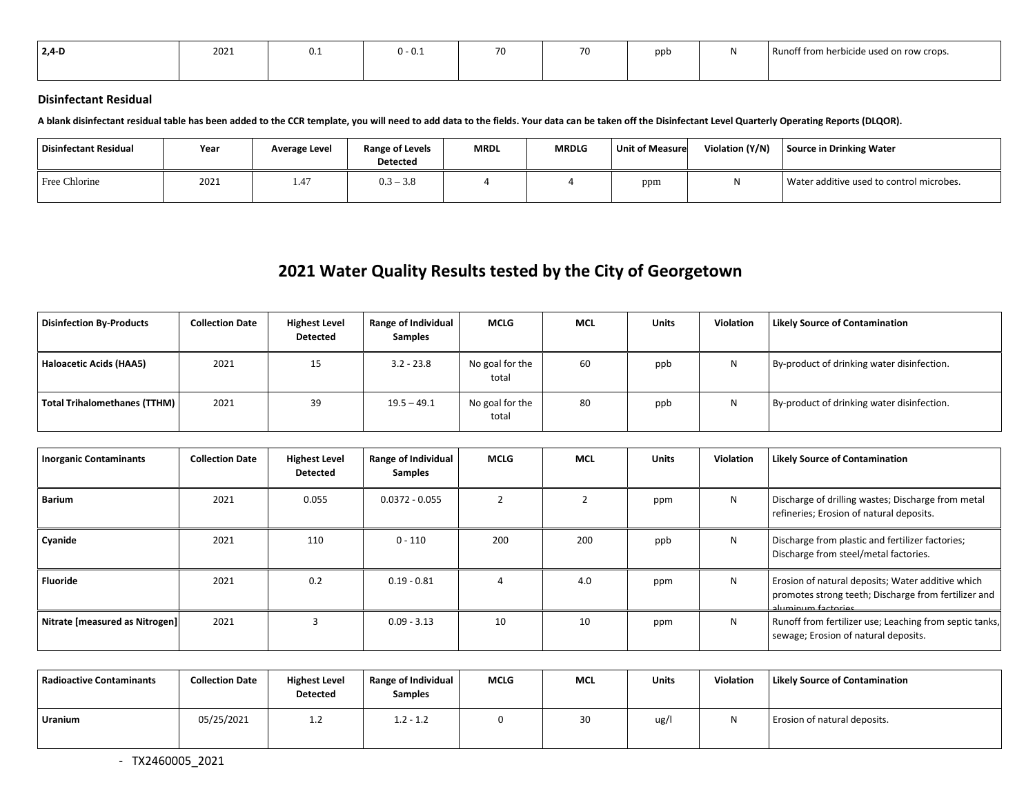| 2,4-D | 2021 | 0.1 | 0 - 0.1 | 70 | 70 | ppb | N | Runoff from herbicide used on row crops. |
|---|---|---|---|---|---|---|---|---|

### Disinfectant Residual

**A blank disinfectant residual table has been added to the CCR template, you will need to add data to the fields. Your data can be taken off the Disinfectant Level Quarterly Operating Reports (DLQOR).**

| Disinfectant Residual | Year | Average Level | Range of Levels Detected | MRDL | MRDLG | Unit of Measure | Violation (Y/N) | Source in Drinking Water |
|---|---|---|---|---|---|---|---|---|
| Free Chlorine | 2021 | 1.47 | 0.3 – 3.8 | 4 | 4 | ppm | N | Water additive used to control microbes. |

## 2021 Water Quality Results tested by the City of Georgetown

| Disinfection By-Products | Collection Date | Highest Level Detected | Range of Individual Samples | MCLG | MCL | Units | Violation | Likely Source of Contamination |
|---|---|---|---|---|---|---|---|---|
| Haloacetic Acids (HAA5) | 2021 | 15 | 3.2 - 23.8 | No goal for the total | 60 | ppb | N | By-product of drinking water disinfection. |
| Total Trihalomethanes (TTHM) | 2021 | 39 | 19.5 – 49.1 | No goal for the total | 80 | ppb | N | By-product of drinking water disinfection. |

| Inorganic Contaminants | Collection Date | Highest Level Detected | Range of Individual Samples | MCLG | MCL | Units | Violation | Likely Source of Contamination |
|---|---|---|---|---|---|---|---|---|
| Barium | 2021 | 0.055 | 0.0372 - 0.055 | 2 | 2 | ppm | N | Discharge of drilling wastes; Discharge from metal refineries; Erosion of natural deposits. |
| Cyanide | 2021 | 110 | 0 - 110 | 200 | 200 | ppb | N | Discharge from plastic and fertilizer factories; Discharge from steel/metal factories. |
| Fluoride | 2021 | 0.2 | 0.19 - 0.81 | 4 | 4.0 | ppm | N | Erosion of natural deposits; Water additive which promotes strong teeth; Discharge from fertilizer and aluminum factories. |
| Nitrate [measured as Nitrogen] | 2021 | 3 | 0.09 - 3.13 | 10 | 10 | ppm | N | Runoff from fertilizer use; Leaching from septic tanks, sewage; Erosion of natural deposits. |

| Radioactive Contaminants | Collection Date | Highest Level Detected | Range of Individual Samples | MCLG | MCL | Units | Violation | Likely Source of Contamination |
|---|---|---|---|---|---|---|---|---|
| Uranium | 05/25/2021 | 1.2 | 1.2 - 1.2 | 0 | 30 | ug/l | N | Erosion of natural deposits. |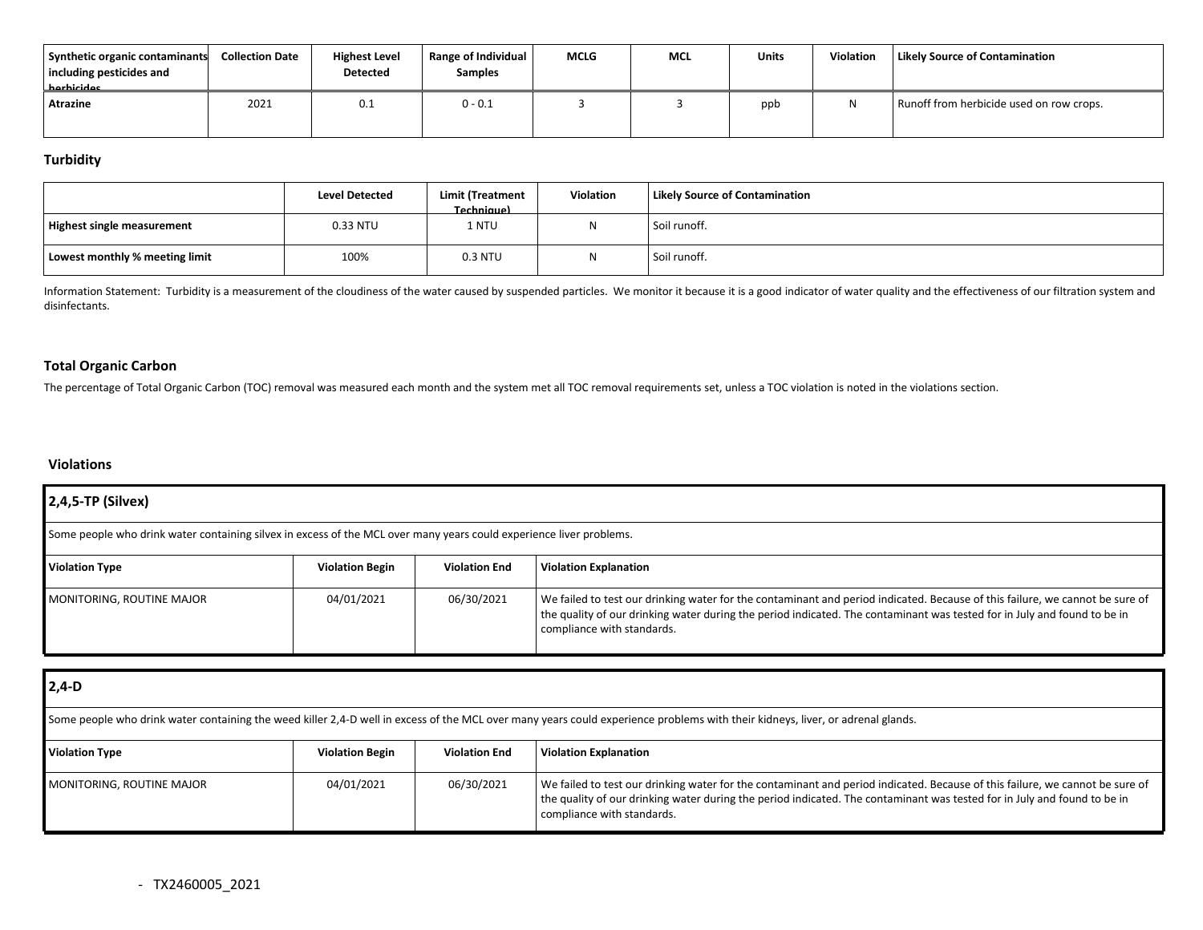| Synthetic organic contaminants including pesticides and herbicides | Collection Date | Highest Level Detected | Range of Individual Samples | MCLG | MCL | Units | Violation | Likely Source of Contamination |
|---|---|---|---|---|---|---|---|---|
| Atrazine | 2021 | 0.1 | 0 - 0.1 | 3 | 3 | ppb | N | Runoff from herbicide used on row crops. |

## Turbidity

| | Level Detected | Limit (Treatment Technique) | Violation | Likely Source of Contamination |
|---|---|---|---|---|
| Highest single measurement | 0.33 NTU | 1 NTU | N | Soil runoff. |
| Lowest monthly % meeting limit | 100% | 0.3 NTU | N | Soil runoff. |

Information Statement: Turbidity is a measurement of the cloudiness of the water caused by suspended particles. We monitor it because it is a good indicator of water quality and the effectiveness of our filtration system and disinfectants.

## Total Organic Carbon

The percentage of Total Organic Carbon (TOC) removal was measured each month and the system met all TOC removal requirements set, unless a TOC violation is noted in the violations section.

## Violations

### 2,4,5-TP (Silvex)

Some people who drink water containing silvex in excess of the MCL over many years could experience liver problems.

| Violation Type | Violation Begin | Violation End | Violation Explanation |
|---|---|---|---|
| MONITORING, ROUTINE MAJOR | 04/01/2021 | 06/30/2021 | We failed to test our drinking water for the contaminant and period indicated. Because of this failure, we cannot be sure of the quality of our drinking water during the period indicated. The contaminant was tested for in July and found to be in compliance with standards. |

### 2,4-D

Some people who drink water containing the weed killer 2,4-D well in excess of the MCL over many years could experience problems with their kidneys, liver, or adrenal glands.

| Violation Type | Violation Begin | Violation End | Violation Explanation |
|---|---|---|---|
| MONITORING, ROUTINE MAJOR | 04/01/2021 | 06/30/2021 | We failed to test our drinking water for the contaminant and period indicated. Because of this failure, we cannot be sure of the quality of our drinking water during the period indicated. The contaminant was tested for in July and found to be in compliance with standards. |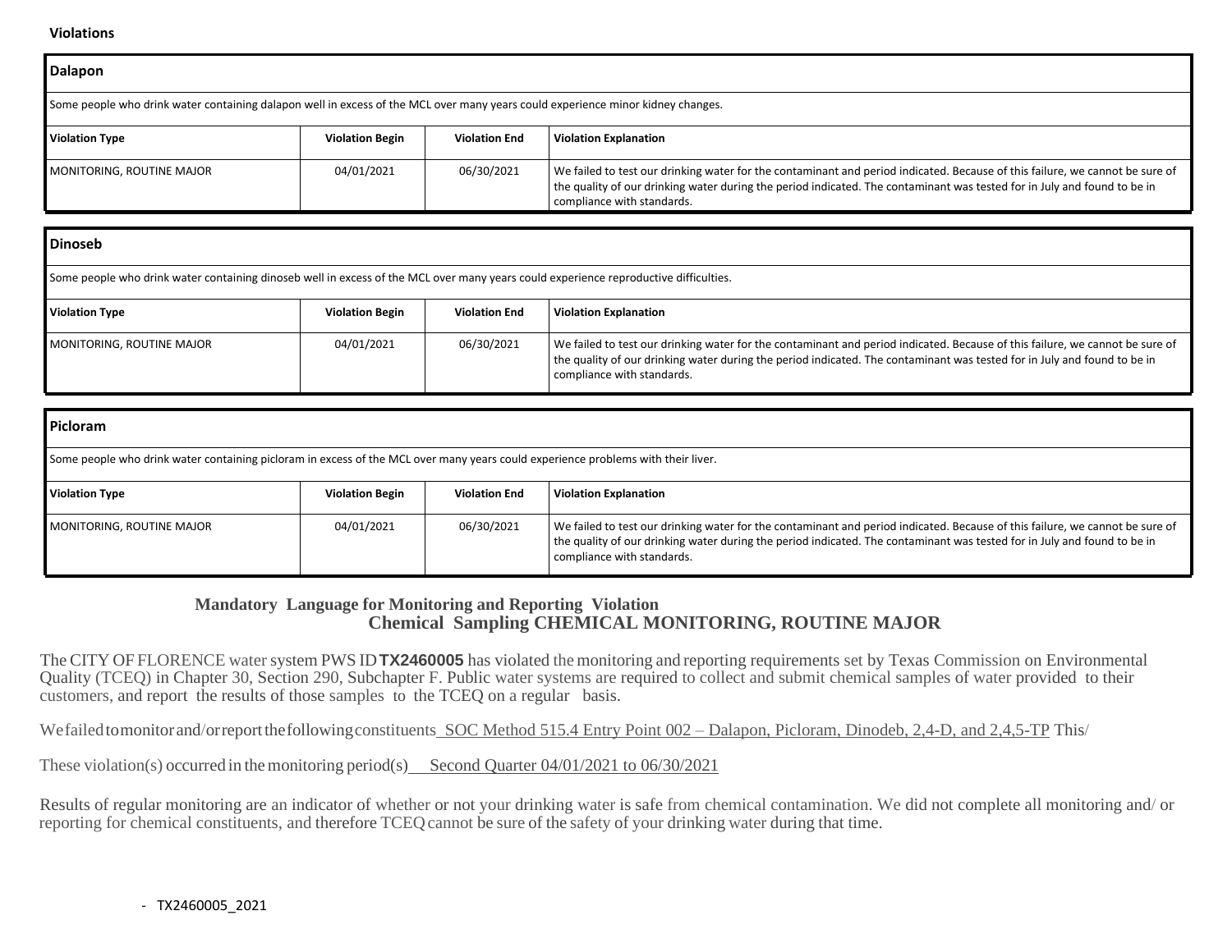**Violations**

### Dalapon

Some people who drink water containing dalapon well in excess of the MCL over many years could experience minor kidney changes.

| Violation Type | Violation Begin | Violation End | Violation Explanation |
| --- | --- | --- | --- |
| MONITORING, ROUTINE MAJOR | 04/01/2021 | 06/30/2021 | We failed to test our drinking water for the contaminant and period indicated. Because of this failure, we cannot be sure of the quality of our drinking water during the period indicated. The contaminant was tested for in July and found to be in compliance with standards. |

### Dinoseb

Some people who drink water containing dinoseb well in excess of the MCL over many years could experience reproductive difficulties.

| Violation Type | Violation Begin | Violation End | Violation Explanation |
| --- | --- | --- | --- |
| MONITORING, ROUTINE MAJOR | 04/01/2021 | 06/30/2021 | We failed to test our drinking water for the contaminant and period indicated. Because of this failure, we cannot be sure of the quality of our drinking water during the period indicated. The contaminant was tested for in July and found to be in compliance with standards. |

### Picloram

Some people who drink water containing picloram in excess of the MCL over many years could experience problems with their liver.

| Violation Type | Violation Begin | Violation End | Violation Explanation |
| --- | --- | --- | --- |
| MONITORING, ROUTINE MAJOR | 04/01/2021 | 06/30/2021 | We failed to test our drinking water for the contaminant and period indicated. Because of this failure, we cannot be sure of the quality of our drinking water during the period indicated. The contaminant was tested for in July and found to be in compliance with standards. |

## Mandatory Language for Monitoring and Reporting Violation
## Chemical Sampling CHEMICAL MONITORING, ROUTINE MAJOR

The CITY OF FLORENCE water system PWS ID **TX2460005** has violated the monitoring and reporting requirements set by Texas Commission on Environmental Quality (TCEQ) in Chapter 30, Section 290, Subchapter F. Public water systems are required to collect and submit chemical samples of water provided to their customers, and report the results of those samples to the TCEQ on a regular basis.

We failed to monitor and/or report the following constituents SOC Method 515.4 Entry Point 002 – Dalapon, Picloram, Dinodeb, 2,4-D, and 2,4,5-TP This/

These violation(s) occurred in the monitoring period(s) Second Quarter 04/01/2021 to 06/30/2021

Results of regular monitoring are an indicator of whether or not your drinking water is safe from chemical contamination. We did not complete all monitoring and/ or reporting for chemical constituents, and therefore TCEQ cannot be sure of the safety of your drinking water during that time.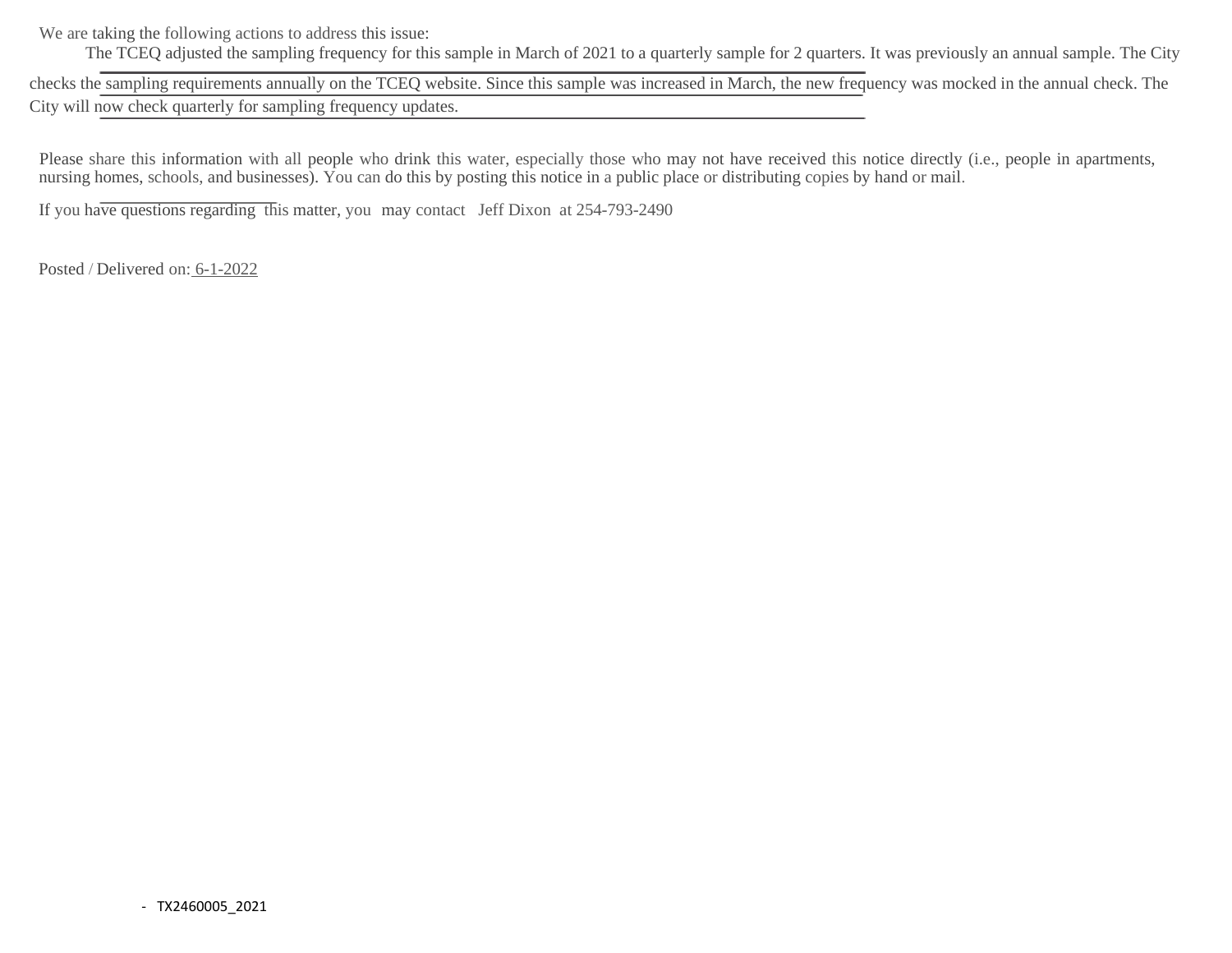We are taking the following actions to address this issue:

The TCEQ adjusted the sampling frequency for this sample in March of 2021 to a quarterly sample for 2 quarters. It was previously an annual sample. The City checks the sampling requirements annually on the TCEQ website. Since this sample was increased in March, the new frequency was mocked in the annual check. The City will now check quarterly for sampling frequency updates.

Please share this information with all people who drink this water, especially those who may not have received this notice directly (i.e., people in apartments, nursing homes, schools, and businesses). You can do this by posting this notice in a public place or distributing copies by hand or mail.

If you have questions regarding this matter, you may contact Jeff Dixon at 254-793-2490

Posted / Delivered on: 6-1-2022

- TX2460005_2021